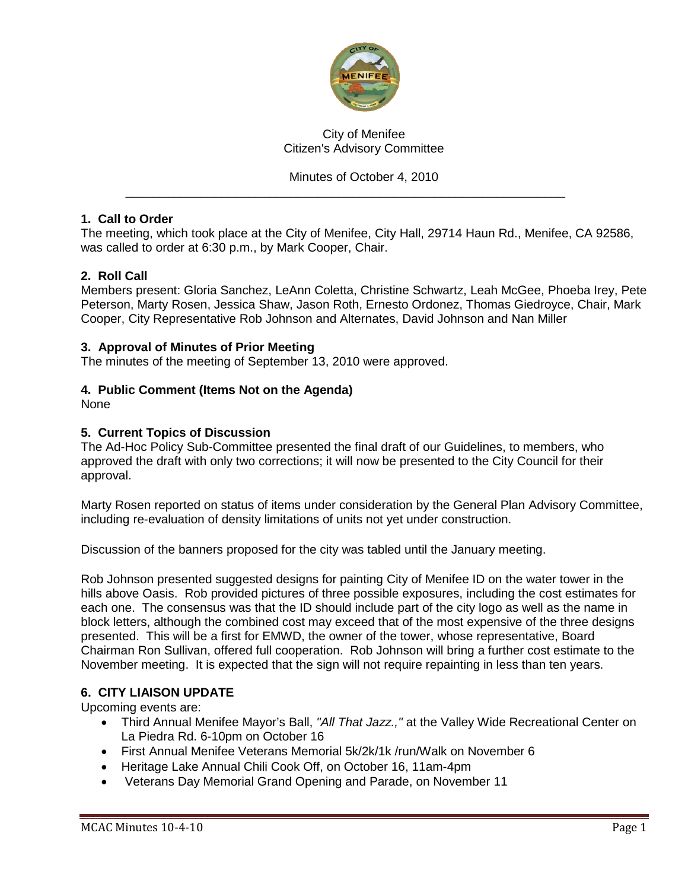City of Menifee
Citizen's Advisory Committee

Minutes of October 4, 2010

---

**1. Call to Order**

The meeting, which took place at the City of Menifee, City Hall, 29714 Haun Rd., Menifee, CA 92586, was called to order at 6:30 p.m., by Mark Cooper, Chair.

**2. Roll Call**

Members present: Gloria Sanchez, LeAnn Coletta, Christine Schwartz, Leah McGee, Phoeba Irey, Pete Peterson, Marty Rosen, Jessica Shaw, Jason Roth, Ernesto Ordonez, Thomas Giedroyce, Chair, Mark Cooper, City Representative Rob Johnson and Alternates, David Johnson and Nan Miller

**3. Approval of Minutes of Prior Meeting**

The minutes of the meeting of September 13, 2010 were approved.

**4. Public Comment (Items Not on the Agenda)**

None

**5. Current Topics of Discussion**

The Ad-Hoc Policy Sub-Committee presented the final draft of our Guidelines, to members, who approved the draft with only two corrections; it will now be presented to the City Council for their approval.

Marty Rosen reported on status of items under consideration by the General Plan Advisory Committee, including re-evaluation of density limitations of units not yet under construction.

Discussion of the banners proposed for the city was tabled until the January meeting.

Rob Johnson presented suggested designs for painting City of Menifee ID on the water tower in the hills above Oasis. Rob provided pictures of three possible exposures, including the cost estimates for each one. The consensus was that the ID should include part of the city logo as well as the name in block letters, although the combined cost may exceed that of the most expensive of the three designs presented. This will be a first for EMWD, the owner of the tower, whose representative, Board Chairman Ron Sullivan, offered full cooperation. Rob Johnson will bring a further cost estimate to the November meeting. It is expected that the sign will not require repainting in less than ten years.

**6. CITY LIAISON UPDATE**

Upcoming events are:

- Third Annual Menifee Mayor's Ball, *"All That Jazz,"* at the Valley Wide Recreational Center on La Piedra Rd. 6-10pm on October 16
- First Annual Menifee Veterans Memorial 5k/2k/1k /run/Walk on November 6
- Heritage Lake Annual Chili Cook Off, on October 16, 11am-4pm
- Veterans Day Memorial Grand Opening and Parade, on November 11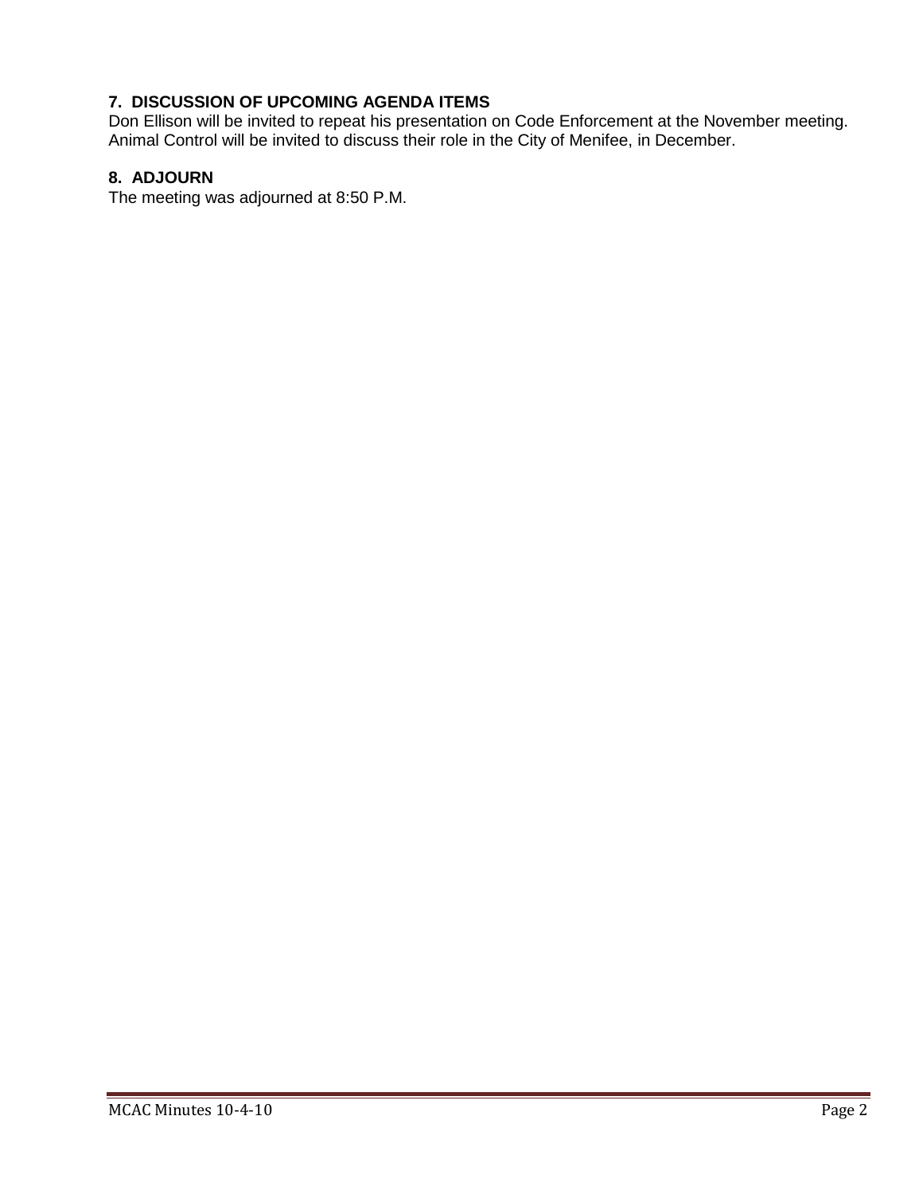### 7. DISCUSSION OF UPCOMING AGENDA ITEMS

Don Ellison will be invited to repeat his presentation on Code Enforcement at the November meeting. Animal Control will be invited to discuss their role in the City of Menifee, in December.

### 8. ADJOURN

The meeting was adjourned at 8:50 P.M.